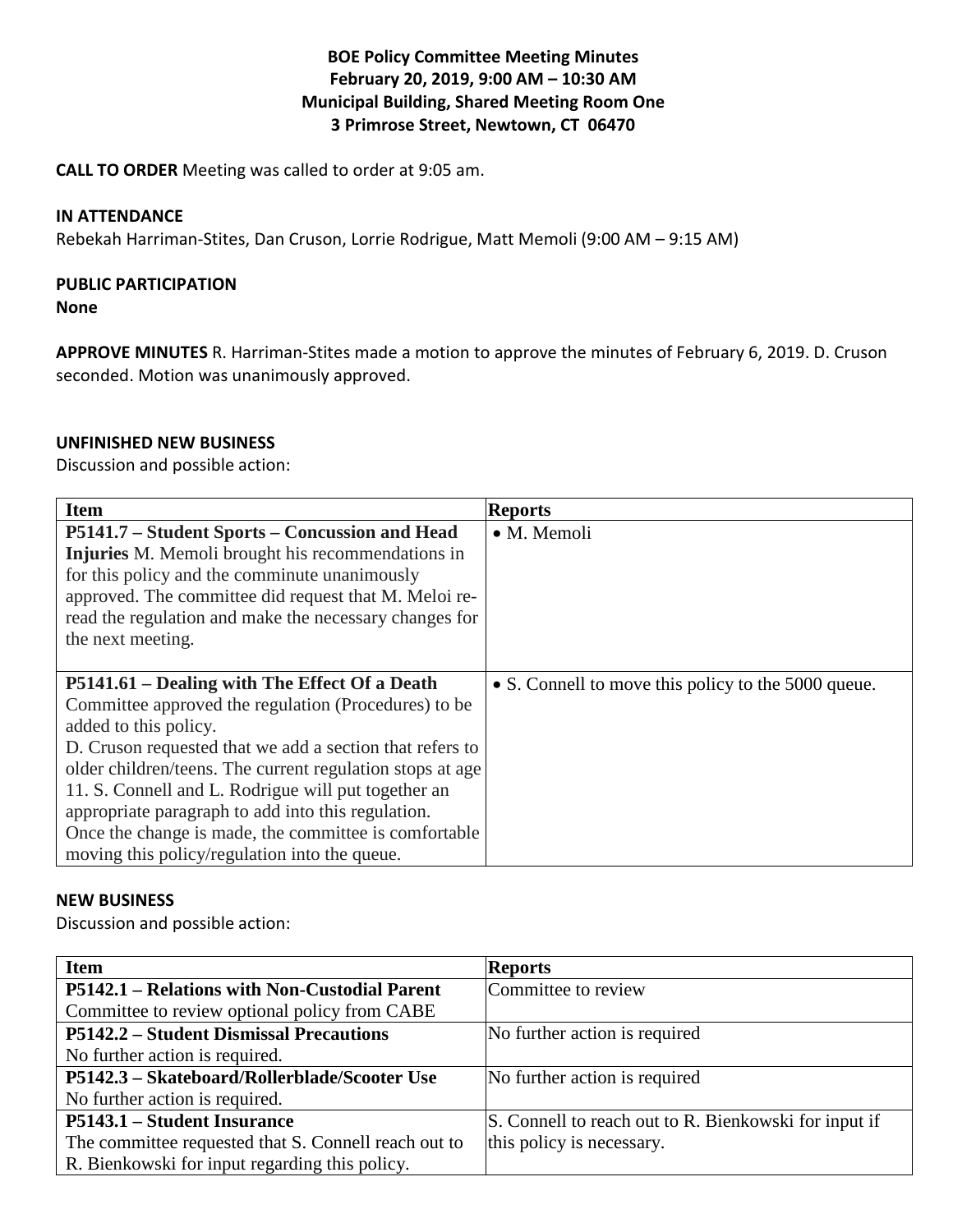**BOE Policy Committee Meeting Minutes**
**February 20, 2019, 9:00 AM – 10:30 AM**
**Municipal Building, Shared Meeting Room One**
**3 Primrose Street, Newtown, CT 06470**

**CALL TO ORDER** Meeting was called to order at 9:05 am.

**IN ATTENDANCE**
Rebekah Harriman-Stites, Dan Cruson, Lorrie Rodrigue, Matt Memoli (9:00 AM – 9:15 AM)

**PUBLIC PARTICIPATION**
**None**

**APPROVE MINUTES** R. Harriman-Stites made a motion to approve the minutes of February 6, 2019. D. Cruson seconded. Motion was unanimously approved.

**UNFINISHED NEW BUSINESS**
Discussion and possible action:

| Item | Reports |
|---|---|
| **P5141.7 – Student Sports – Concussion and Head Injuries** M. Memoli brought his recommendations in for this policy and the comminute unanimously approved. The committee did request that M. Meloi re-read the regulation and make the necessary changes for the next meeting. | • M. Memoli |
| **P5141.61 – Dealing with The Effect Of a Death** Committee approved the regulation (Procedures) to be added to this policy. D. Cruson requested that we add a section that refers to older children/teens. The current regulation stops at age 11. S. Connell and L. Rodrigue will put together an appropriate paragraph to add into this regulation. Once the change is made, the committee is comfortable moving this policy/regulation into the queue. | • S. Connell to move this policy to the 5000 queue. |

**NEW BUSINESS**
Discussion and possible action:

| Item | Reports |
|---|---|
| **P5142.1 – Relations with Non-Custodial Parent** Committee to review optional policy from CABE | Committee to review |
| **P5142.2 – Student Dismissal Precautions** No further action is required. | No further action is required |
| **P5142.3 – Skateboard/Rollerblade/Scooter Use** No further action is required. | No further action is required |
| **P5143.1 – Student Insurance** The committee requested that S. Connell reach out to R. Bienkowski for input regarding this policy. | S. Connell to reach out to R. Bienkowski for input if this policy is necessary. |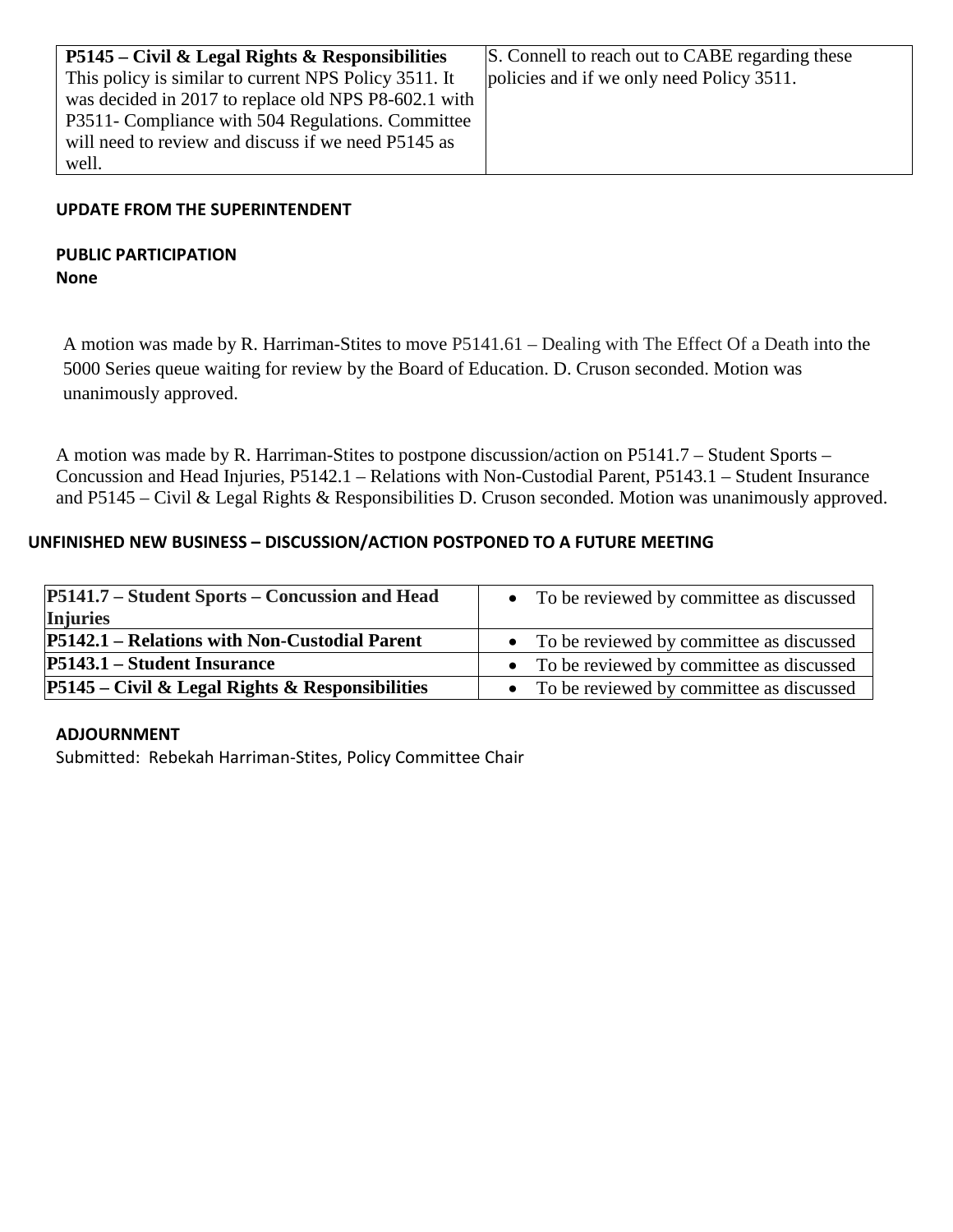| | |
|---|---|
| **P5145 – Civil & Legal Rights & Responsibilities** This policy is similar to current NPS Policy 3511. It was decided in 2017 to replace old NPS P8-602.1 with P3511- Compliance with 504 Regulations. Committee will need to review and discuss if we need P5145 as well. | S. Connell to reach out to CABE regarding these policies and if we only need Policy 3511. |

**UPDATE FROM THE SUPERINTENDENT**

**PUBLIC PARTICIPATION**
**None**

A motion was made by R. Harriman-Stites to move P5141.61 – Dealing with The Effect Of a Death into the 5000 Series queue waiting for review by the Board of Education. D. Cruson seconded. Motion was unanimously approved.

A motion was made by R. Harriman-Stites to postpone discussion/action on P5141.7 – Student Sports – Concussion and Head Injuries, P5142.1 – Relations with Non-Custodial Parent, P5143.1 – Student Insurance and P5145 – Civil & Legal Rights & Responsibilities D. Cruson seconded. Motion was unanimously approved.

**UNFINISHED NEW BUSINESS – DISCUSSION/ACTION POSTPONED TO A FUTURE MEETING**

| | |
|---|---|
| **P5141.7 – Student Sports – Concussion and Head Injuries** | • To be reviewed by committee as discussed |
| **P5142.1 – Relations with Non-Custodial Parent** | • To be reviewed by committee as discussed |
| **P5143.1 – Student Insurance** | • To be reviewed by committee as discussed |
| **P5145 – Civil & Legal Rights & Responsibilities** | • To be reviewed by committee as discussed |

**ADJOURNMENT**

Submitted: Rebekah Harriman-Stites, Policy Committee Chair